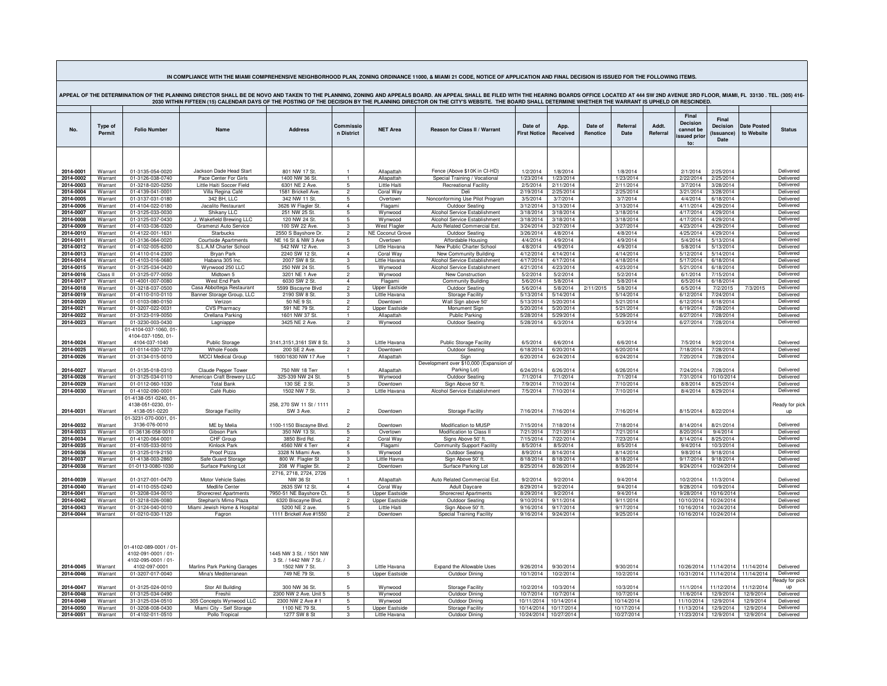IN COMPLIANCE WITH THE MIAMI COMPREHENSIVE NEIGHBORHOOD PLAN, ZONING ORDINANCE 11000, & MIAMI 21 CODE, NOTICE OF APPLICATION AND FINAL DECISION IS ISSUED FOR THE FOLLOWING ITEMS.

APPEAL OF THE DETERMINATION OF THE PLANNING DIRECTOR SHALL BE DE NOVO AND TAKEN TO THE PLANNING, ZONING AND APPEALS BOARD. AN APPEAL SHALL BE FILED WITH THE HEARING BOARDS OFFICE LOCATED AT 444 SW 2ND AVENUE 3RD FLOOR, MIAMI, FL 33130 . TEL. (305) 416-2030 WITHIN FIFTEEN (15) CALENDAR DAYS OF THE POSTING OF THE DECISION BY THE PLANNING DIRECTOR ON THE CITY'S WEBSITE. THE BOARD SHALL DETERMINE WHETHER THE WARRANT IS UPHELD OR RESCINDED.

| No. | Type of Permit | Folio Number | Name | Address | Commission District | NET Area | Reason for Class II / Warrant | Date of First Notice | App. Received | Date of Renotice | Referral Date | Addt. Referral | Final Decision cannot be issued prior to: | Final Decision (Issuance) Date | Date Posted to Website | Status |
|---|---|---|---|---|---|---|---|---|---|---|---|---|---|---|---|---|
| 2014-0001 | Warrant | 01-3135-054-0020 | Jackson Dade Head Start | 801 NW 17 St. | 1 | Allapattah | Fence (Above $10K in CI-HD) | 1/2/2014 | 1/8/2014 | | 1/8/2014 | | 2/1/2014 | 2/25/2014 | | Delivered |
| 2014-0002 | Warrant | 01-3126-038-0740 | Pace Center For Girls | 1400 NW 36 St. | 1 | Allapattah | Special Training / Vocational | 1/23/2014 | 1/23/2014 | | 1/23/2014 | | 2/22/2014 | 2/25/2014 | | Delivered |
| 2014-0003 | Warrant | 01-3218-020-0250 | Little Haiti Soccer Field | 6301 NE 2 Ave. | 5 | Little Haiti | Recreational Facility | 2/5/2014 | 2/11/2014 | | 2/11/2014 | | 3/7/2014 | 3/28/2014 | | Delivered |
| 2014-0004 | Warrant | 01-4139-041-0001 | Villa Regina Café | 1581 Brickell Ave. | 2 | Coral Way | Deli | 2/19/2014 | 2/25/2014 | | 2/25/2014 | | 3/21/2014 | 3/28/2014 | | Delivered |
| 2014-0005 | Warrant | 01-3137-031-0180 | 342 BH, LLC | 342 NW 11 St. | 5 | Overtown | Nonconforming Use Pilot Program | 3/5/2014 | 3/7/2014 | | 3/7/2014 | | 4/4/2014 | 6/18/2014 | | Delivered |
| 2014-0006 | Warrant | 01-4104-022-0180 | Jacalito Restaurant | 3626 W Flagler St. | 4 | Flagami | Outdoor Seating | 3/12/2014 | 3/13/2014 | | 3/13/2014 | | 4/11/2014 | 4/29/2014 | | Delivered |
| 2014-0007 | Warrant | 01-3125-033-0030 | Shikany LLC | 251 NW 25 St. | 5 | Wynwood | Alcohol Service Establishment | 3/18/2014 | 3/18/2014 | | 3/18/2014 | | 4/17/2014 | 4/29/2014 | | Delivered |
| 2014-0008 | Warrant | 01-3125-037-0430 | J. Wakefield Brewing LLC | 120 NW 24 St. | 5 | Wynwood | Alcohol Service Establishment | 3/18/2014 | 3/18/2014 | | 3/18/2014 | | 4/17/2014 | 4/29/2014 | | Delivered |
| 2014-0009 | Warrant | 01-4103-036-0320 | Gramenzi Auto Service | 100 SW 22 Ave. | 3 | West Flagler | Auto Related Commercial Est. | 3/24/2014 | 3/27/2014 | | 3/27/2014 | | 4/23/2014 | 4/29/2014 | | Delivered |
| 2014-0010 | Warrant | 01-4122-001-1631 | Starbucks | 2550 S Bayshore Dr. | 2 | NE Coconut Grove | Outdoor Seating | 3/26/2014 | 4/8/2014 | | 4/8/2014 | | 4/25/2014 | 4/29/2014 | | Delivered |
| 2014-0011 | Warrant | 01-3136-064-0020 | Courtside Apartments | NE 16 St & NW 3 Ave | 5 | Overtown | Affordable Housing | 4/4/2014 | 4/9/2014 | | 4/9/2014 | | 5/4/2014 | 5/13/2014 | | Delivered |
| 2014-0012 | Warrant | 01-4102-005-6200 | S.L.A.M Charter School | 542 NW 12 Ave. | 3 | Little Havana | New Public Charter School | 4/8/2014 | 4/9/2014 | | 4/9/2014 | | 5/8/2014 | 5/13/2014 | | Delivered |
| 2014-0013 | Warrant | 01-4110-014-2300 | Bryan Park | 2240 SW 12 St. | 4 | Coral Way | New Community Building | 4/12/2014 | 4/14/2014 | | 4/14/2014 | | 5/12/2014 | 5/14/2014 | | Delivered |
| 2014-0014 | Warrant | 01-4103-016-0680 | Habana 305 Inc. | 2007 SW 8 St. | 3 | Little Havana | Alcohol Service Establishment | 4/17/2014 | 4/17/2014 | | 4/18/2014 | | 5/17/2014 | 6/18/2014 | | Delivered |
| 2014-0015 | Warrant | 01-3125-034-0420 | Wynwood 250 LLC | 250 NW 24 St. | 5 | Wynwood | Alcohol Service Establishment | 4/21/2014 | 4/23/2014 | | 4/23/2014 | | 5/21/2014 | 6/18/2014 | | Delivered |
| 2014-0016 | Class II | 01-3125-077-0050 | Midtown 5 | 3201 NE 1 Ave | 2 | Wynwood | New Construction | 5/2/2014 | 5/2/2014 | | 5/2/2014 | | 6/1/2014 | 7/15/2014 | | Delivered |
| 2014-0017 | Warrant | 01-4001-007-0080 | West End Park | 6030 SW 2 St. | 4 | Flagami | Community Building | 5/6/2014 | 5/8/2014 | | 5/8/2014 | | 6/5/2014 | 6/18/2014 | | Delivered |
| 2014-0018 | Warrant | 01-3218-037-0500 | Casa Abbottega Restaurant | 5599 Biscayne Blvd | 2 | Upper Eastside | Outdoor Seating | 5/6/2014 | 5/8/2014 | 2/11/2015 | 5/8/2014 | | 6/5/2014 | 7/2/2015 | 7/3/2015 | Delivered |
| 2014-0019 | Warrant | 01-4110-010-0110 | Banner Storage Group, LLC | 2190 SW 8 St. | 3 | Little Havana | Storage Facility | 5/13/2014 | 5/14/2014 | | 5/14/2014 | | 6/12/2014 | 7/24/2014 | | Delivered |
| 2014-0020 | Warrant | 01-0103-080-0150 | Verizon | 50 NE 9 St. | 2 | Downtown | Wall Sign above 50' | 5/13/2014 | 5/20/2014 | | 5/21/2014 | | 6/12/2014 | 6/18/2014 | | Delivered |
| 2014-0021 | Warrant | 01-3207-022-0031 | CVS Pharmacy | 591 NE 79 St. | 2 | Upper Eastside | Monument Sign | 5/20/2014 | 5/20/2014 | | 5/21/2014 | | 6/19/2014 | 7/28/2014 | | Delivered |
| 2014-0022 | Warrant | 01-3123-019-0050 | Orellana Parking | 1601 NW 37 St. | 1 | Allapattah | Public Parking | 5/28/2014 | 5/29/2014 | | 5/29/2014 | | 6/27/2014 | 7/28/2014 | | Delivered |
| 2014-0023 | Warrant | 01-3230-003-0430 | Lagniappe | 3425 NE 2 Ave. | 2 | Wynwood | Outdoor Seating | 5/28/2014 | 6/3/2014 | | 6/3/2014 | | 6/27/2014 | 7/28/2014 | | Delivered |
| 2014-0024 | Warrant | 01-4104-037-1060, 01-4104-037-1050, 01-4104-037-1040 | Public Storage | 3141,3151,3161 SW 8 St. | 3 | Little Havana | Public Storage Facility | 6/5/2014 | 6/6/2014 | | 6/6/2014 | | 7/5/2014 | 9/22/2014 | | Delivered |
| 2014-0025 | Warrant | 01-0114-030-1270 | Whole Foods | 200 SE 2 Ave. | 2 | Downtown | Outdoor Seating | 6/18/2014 | 6/20/2014 | | 6/20/2014 | | 7/18/2014 | 7/28/2014 | | Delivered |
| 2014-0026 | Warrant | 01-3134-015-0010 | MCCI Medical Group | 1600/1630 NW 17 Ave | 1 | Allapattah | Sign | 6/20/2014 | 6/24/2014 | | 6/24/2014 | | 7/20/2014 | 7/28/2014 | | Delivered |
| 2014-0027 | Warrant | 01-3135-018-0310 | Claude Pepper Tower | 750 NW 18 Terr | 1 | Allapattah | Development over $10,000 (Expansion of Parking Lot) | 6/24/2014 | 6/26/2014 | | 6/26/2014 | | 7/24/2014 | 7/28/2014 | | Delivered |
| 2014-0028 | Warrant | 01-3125-034-0110 | American Craft Brewery LLC | 325-339 NW 24 St. | 5 | Wynwood | Outdoor Seating | 7/1/2014 | 7/1/2014 | | 7/1/2014 | | 7/31/2014 | 10/10/2014 | | Delivered |
| 2014-0029 | Warrant | 01-0112-060-1030 | Total Bank | 130 SE 2 St. | 3 | Downtown | Sign Above 50' ft. | 7/9/2014 | 7/10/2014 | | 7/10/2014 | | 8/8/2014 | 8/25/2014 | | Delivered |
| 2014-0030 | Warrant | 01-4102-090-0001 | Café Rubio | 1502 NW 7 St. | 3 | Little Havana | Alcohol Service Establishment | 7/5/2014 | 7/10/2014 | | 7/10/2014 | | 8/4/2014 | 8/29/2014 | | Delivered |
| 2014-0031 | Warrant | 01-4138-051-0240, 01-4138-051-0230, 01-4138-051-0220 | Storage Facility | 258, 270 SW 11 St / 1111 SW 3 Ave. | 2 | Downtown | Storage Facility | 7/16/2014 | 7/16/2014 | | 7/16/2014 | | 8/15/2014 | 8/22/2014 | | Ready for pick up |
| 2014-0032 | Warrant | 01-3231-070-0001, 01-3136-076-0010 | ME by Melia | 1100-1150 Biscayne Blvd. | 2 | Downtown | Modification to MUSP | 7/15/2014 | 7/18/2014 | | 7/18/2014 | | 8/14/2014 | 8/21/2014 | | Delivered |
| 2014-0033 | Warrant | 01-36136-058-0010 | Gibson Park | 350 NW 13 St. | 5 | Overtown | Modification to Class II | 7/21/2014 | 7/21/2014 | | 7/21/2014 | | 8/20/2014 | 9/4/2014 | | Delivered |
| 2014-0034 | Warrant | 01-4120-064-0001 | CHF Group | 3850 Bird Rd. | 2 | Coral Way | Signs Above 50' ft. | 7/15/2014 | 7/22/2014 | | 7/23/2014 | | 8/14/2014 | 8/25/2014 | | Delivered |
| 2014-0035 | Warrant | 01-4105-033-0010 | Kinlock Park | 4560 NW 4 Terr | 4 | Flagami | Community Support Facility | 8/5/2014 | 8/5/2014 | | 8/5/2014 | | 9/4/2014 | 10/3/2014 | | Delivered |
| 2014-0036 | Warrant | 01-3125-019-2150 | Proof Pizza | 3328 N Miami Ave. | 5 | Wynwood | Outdoor Seating | 8/9/2014 | 8/14/2014 | | 8/14/2014 | | 9/8/2014 | 9/18/2014 | | Delivered |
| 2014-0037 | Warrant | 01-4138-003-2860 | Safe Guard Storage | 800 W. Flagler St | 3 | Little Havna | Sign Above 50' ft. | 8/18/2014 | 8/18/2014 | | 8/18/2014 | | 9/17/2014 | 9/18/2014 | | Delivered |
| 2014-0038 | Warrant | 01-0113-0080-1030 | Surface Parking Lot | 208 W Flagler St. | 2 | Downtown | Surface Parking Lot | 8/25/2014 | 8/26/2014 | | 8/26/2014 | | 9/24/2014 | 10/24/2014 | | Delivered |
| 2014-0039 | Warrant | 01-3127-001-0470 | Motor Vehicle Sales | 2716, 2718, 2724, 2726 NW 36 St | 1 | Allapattah | Auto Related Commercial Est. | 9/2/2014 | 9/2/2014 | | 9/4/2014 | | 10/2/2014 | 11/3/2014 | | Delivered |
| 2014-0040 | Warrant | 01-4110-055-0240 | Medlife Center | 2635 SW 12 St. | 4 | Coral Way | Adult Daycare | 8/29/2014 | 9/2/2014 | | 9/4/2014 | | 9/28/2014 | 10/9/2014 | | Delivered |
| 2014-0041 | Warrant | 01-3208-034-0010 | Shorecrest Apartments | 7950-51 NE Bayshore Ct. | 5 | Upper Eastside | Shorecrest Apartments | 8/29/2014 | 9/2/2014 | | 9/4/2014 | | 9/28/2014 | 10/16/2014 | | Delivered |
| 2014-0042 | Warrant | 01-3218-026-0080 | Stephan's Mimo Plaza | 6320 Biscayne Blvd. | 2 | Upper Eastside | Outdoor Seating | 9/10/2014 | 9/11/2014 | | 9/11/2014 | | 10/10/2014 | 10/24/2014 | | Delivered |
| 2014-0043 | Warrant | 01-3124-040-0010 | Miami Jewish Home & Hospital | 5200 NE 2 ave. | 5 | Little Haiti | Sign Above 50' ft. | 9/16/2014 | 9/17/2014 | | 9/17/2014 | | 10/16/2014 | 10/24/2014 | | Delivered |
| 2014-0044 | Warrant | 01-0210-030-1120 | Fagron | 1111 Brickell Ave #1550 | 2 | Downtown | Special Training Facility | 9/16/2014 | 9/24/2014 | | 9/25/2014 | | 10/16/2014 | 10/24/2014 | | Delivered |
| 2014-0045 | Warrant | 01-4102-089-0001 / 01-4102-091-0001 / 01-4102-095-0001 / 01-4102-097-0001 | Marlins Park Parking Garages | 1445 NW 3 St. / 1501 NW 3 St. / 1442 NW 7 St. / 1502 NW 7 St. | 3 | Little Havana | Expand the Allowable Uses | 9/26/2014 | 9/30/2014 | | 9/30/2014 | | 10/26/2014 | 11/14/2014 | 11/14/2014 | Delivered |
| 2014-0046 | Warrant | 01-3207-017-0040 | Mina's Mediterranean | 749 NE 79 St. | 5 | Upper Eastside | Outdoor Dining | 10/1/2014 | 10/2/2014 | | 10/2/2014 | | 10/31/2014 | 11/14/2014 | 11/14/2014 | Delivered |
| 2014-0047 | Warrant | 01-3125-024-0010 | Stor All Building | 300 NW 36 St. | 5 | Wynwood | Storage Facility | 10/2/2014 | 10/3/2014 | | 10/3/2014 | | 11/1/2014 | 11/12/2014 | 11/12/2014 | Ready for pick up |
| 2014-0048 | Warrant | 01-3125-034-0490 | Freshii | 2300 NW 2 Ave. Unit 5 | 5 | Wynwood | Outdoor Dining | 10/7/2014 | 10/7/2014 | | 10/7/2014 | | 11/6/2014 | 12/9/2014 | 12/9/2014 | Delivered |
| 2014-0049 | Warrant | 31-3125-034-0510 | 305 Concepts Wynwood LLC | 2300 NW 2 Ave # 1 | 5 | Wynwood | Outdoor Dining | 10/11/2014 | 10/14/2014 | | 10/14/2014 | | 11/10/2014 | 12/9/2014 | 12/9/2014 | Delivered |
| 2014-0050 | Warrant | 01-3208-008-0430 | Miami City - Self Storage | 1100 NE 79 St. | 5 | Upper Eastside | Storage Facility | 10/14/2014 | 10/17/2014 | | 10/17/2014 | | 11/13/2014 | 12/9/2014 | 12/9/2014 | Delivered |
| 2014-0051 | Warrant | 01-4102-011-0510 | Pollo Tropical | 1277 SW 8 St | 3 | Little Havana | Outdoor Dining | 10/24/2014 | 10/27/2014 | | 10/27/2014 | | 11/23/2014 | 12/9/2014 | 12/9/2014 | Delivered |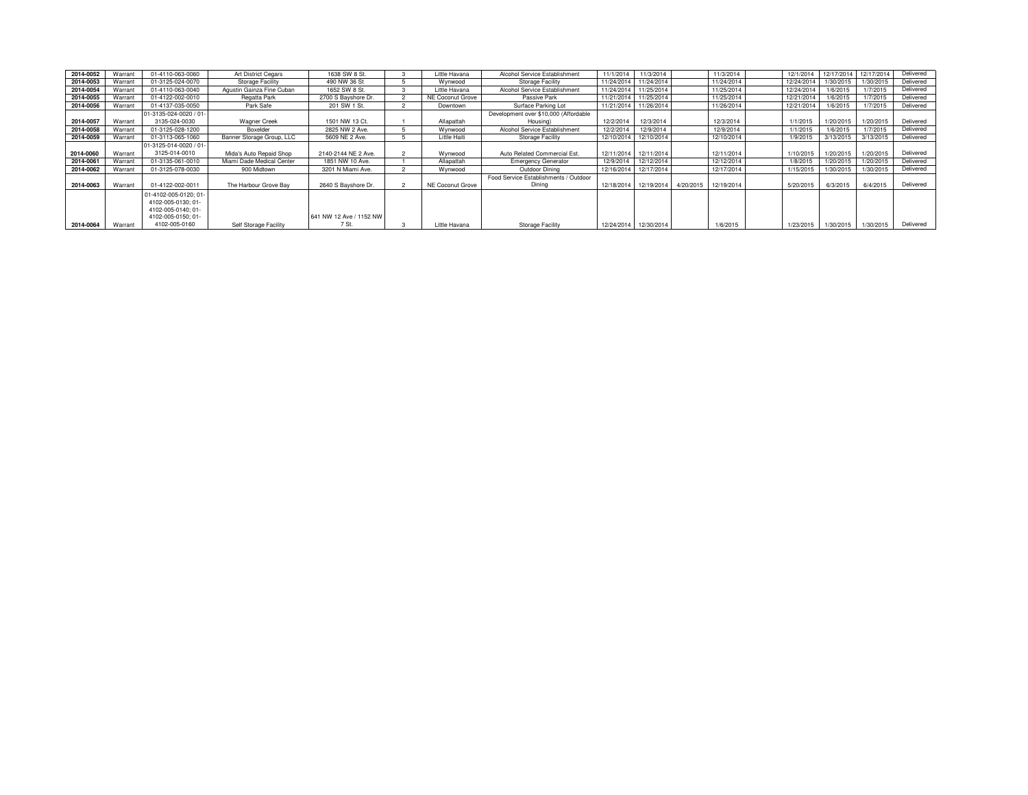| | | | | | | | | | | | | | | | | |
|---|---|---|---|---|---|---|---|---|---|---|---|---|---|---|---|---|
| **2014-0052** | Warrant | 01-4110-063-0060 | Art District Cegars | 1638 SW 8 St. | 3 | Little Havana | Alcohol Service Establishment | 11/1/2014 | 11/3/2014 | | 11/3/2014 | | 12/1/2014 | 12/17/2014 | 12/17/2014 | Delivered |
| **2014-0053** | Warrant | 01-3125-024-0070 | Storage Facility | 490 NW 36 St | 5 | Wynwood | Storage Facility | 11/24/2014 | 11/24/2014 | | 11/24/2014 | | 12/24/2014 | 1/30/2015 | 1/30/2015 | Delivered |
| **2014-0054** | Warrant | 01-4110-063-0040 | Agustin Gainza Fine Cuban | 1652 SW 8 St. | 3 | Little Havana | Alcohol Service Establishment | 11/24/2014 | 11/25/2014 | | 11/25/2014 | | 12/24/2014 | 1/6/2015 | 1/7/2015 | Delivered |
| **2014-0055** | Warrant | 01-4122-002-0010 | Regatta Park | 2700 S Bayshore Dr. | 2 | NE Coconut Grove | Passive Park | 11/21/2014 | 11/25/2014 | | 11/25/2014 | | 12/21/2014 | 1/6/2015 | 1/7/2015 | Delivered |
| **2014-0056** | Warrant | 01-4137-035-0050 | Park Safe | 201 SW 1 St. | 2 | Downtown | Surface Parking Lot | 11/21/2014 | 11/26/2014 | | 11/26/2014 | | 12/21/2014 | 1/6/2015 | 1/7/2015 | Delivered |
| **2014-0057** | Warrant | 01-3135-024-0020 / 01-3135-024-0030 | Wagner Creek | 1501 NW 13 Ct. | 1 | Allapattah | Development over $10,000 (Affordable Housing) | 12/2/2014 | 12/3/2014 | | 12/3/2014 | | 1/1/2015 | 1/20/2015 | 1/20/2015 | Delivered |
| **2014-0058** | Warrant | 01-3125-028-1200 | Boxelder | 2825 NW 2 Ave. | 5 | Wynwood | Alcohol Service Establishment | 12/2/2014 | 12/9/2014 | | 12/9/2014 | | 1/1/2015 | 1/6/2015 | 1/7/2015 | Delivered |
| **2014-0059** | Warrant | 01-3113-065-1060 | Banner Storage Group, LLC | 5609 NE 2 Ave. | 5 | Little Haiti | Storage Facility | 12/10/2014 | 12/10/2014 | | 12/10/2014 | | 1/9/2015 | 3/13/2015 | 3/13/2015 | Delivered |
| **2014-0060** | Warrant | 01-3125-014-0020 / 01-3125-014-0010 | Mida's Auto Repaid Shop | 2140-2144 NE 2 Ave. | 2 | Wynwood | Auto Related Commercial Est. | 12/11/2014 | 12/11/2014 | | 12/11/2014 | | 1/10/2015 | 1/20/2015 | 1/20/2015 | Delivered |
| **2014-0061** | Warrant | 01-3135-061-0010 | Miami Dade Medical Center | 1851 NW 10 Ave. | 1 | Allapattah | Emergency Generator | 12/9/2014 | 12/12/2014 | | 12/12/2014 | | 1/8/2015 | 1/20/2015 | 1/20/2015 | Delivered |
| **2014-0062** | Warrant | 01-3125-078-0030 | 900 Midtown | 3201 N Miami Ave. | 2 | Wynwood | Outdoor Dining | 12/16/2014 | 12/17/2014 | | 12/17/2014 | | 1/15/2015 | 1/30/2015 | 1/30/2015 | Delivered |
| **2014-0063** | Warrant | 01-4122-002-0011 | The Harbour Grove Bay | 2640 S Bayshore Dr. | 2 | NE Coconut Grove | Food Service Establishments / Outdoor Dining | 12/18/2014 | 12/19/2014 | 4/20/2015 | 12/19/2014 | | 5/20/2015 | 6/3/2015 | 6/4/2015 | Delivered |
| **2014-0064** | Warrant | 01-4102-005-0120; 01-4102-005-0130; 01-4102-005-0140; 01-4102-005-0150; 01-4102-005-0160 | Self Storage Facility | 641 NW 12 Ave / 1152 NW 7 St. | 3 | Little Havana | Storage Facility | 12/24/2014 | 12/30/2014 | | 1/6/2015 | | 1/23/2015 | 1/30/2015 | 1/30/2015 | Delivered |